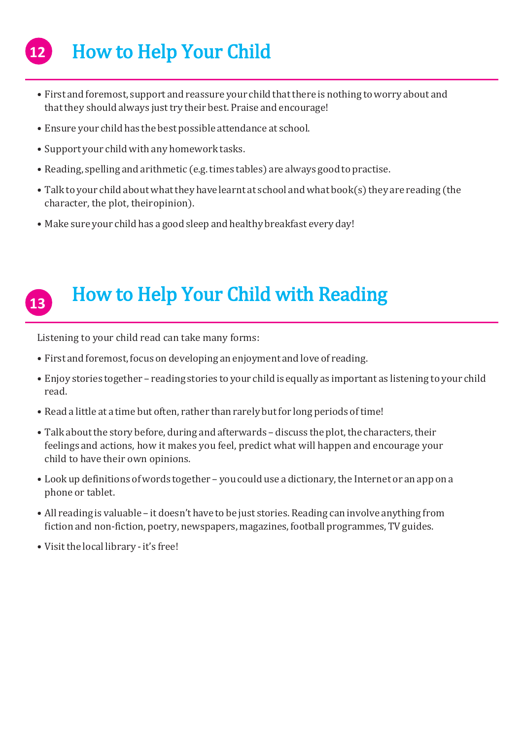## 12 How to Help Your Child

- First and foremost, support and reassure your child that there is nothing to worry about and that they should always just try their best. Praise and encourage!
- Ensure your child has the best possible attendance at school.
- Support your child with any homework tasks.
- Reading, spelling and arithmetic (e.g. times tables) are always good to practise.
- Talk to your child about what they have learnt at school and what book(s) they are reading (the character, the plot, their opinion).
- Make sure your child has a good sleep and healthy breakfast every day!

## 13 How to Help Your Child with Reading

Listening to your child read can take many forms:

- First and foremost, focus on developing an enjoyment and love of reading.
- Enjoy stories together – reading stories to your child is equally as important as listening to your child read.
- Read a little at a time but often, rather than rarely but for long periods of time!
- Talk about the story before, during and afterwards – discuss the plot, the characters, their feelings and actions, how it makes you feel, predict what will happen and encourage your child to have their own opinions.
- Look up definitions of words together – you could use a dictionary, the Internet or an app on a phone or tablet.
- All reading is valuable – it doesn't have to be just stories. Reading can involve anything from fiction and non-fiction, poetry, newspapers, magazines, football programmes, TV guides.
- Visit the local library - it's free!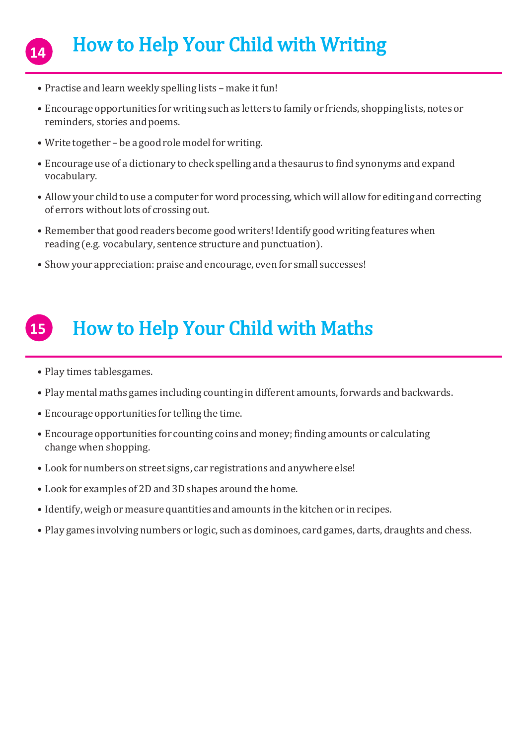## 14 How to Help Your Child with Writing

- Practise and learn weekly spelling lists – make it fun!
- Encourage opportunities for writing such as letters to family or friends, shopping lists, notes or reminders, stories and poems.
- Write together – be a good role model for writing.
- Encourage use of a dictionary to check spelling and a thesaurus to find synonyms and expand vocabulary.
- Allow your child to use a computer for word processing, which will allow for editing and correcting of errors without lots of crossing out.
- Remember that good readers become good writers! Identify good writing features when reading (e.g. vocabulary, sentence structure and punctuation).
- Show your appreciation: praise and encourage, even for small successes!

## 15 How to Help Your Child with Maths

- Play times tables games.
- Play mental maths games including counting in different amounts, forwards and backwards.
- Encourage opportunities for telling the time.
- Encourage opportunities for counting coins and money; finding amounts or calculating change when shopping.
- Look for numbers on street signs, car registrations and anywhere else!
- Look for examples of 2D and 3D shapes around the home.
- Identify, weigh or measure quantities and amounts in the kitchen or in recipes.
- Play games involving numbers or logic, such as dominoes, card games, darts, draughts and chess.